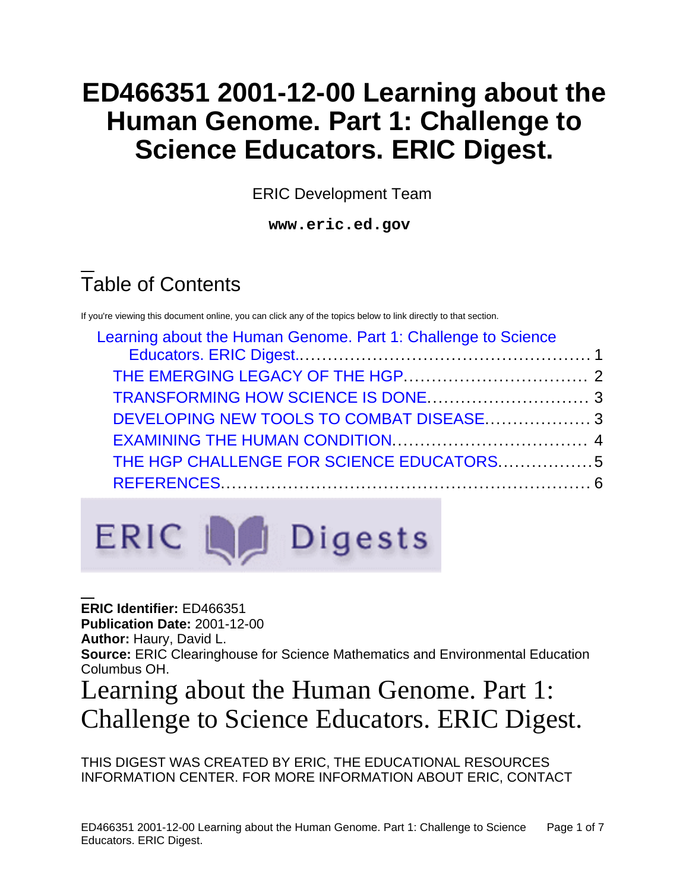# ED466351 2001-12-00 Learning about the Human Genome. Part 1: Challenge to Science Educators. ERIC Digest.

ERIC Development Team

**www.eric.ed.gov**

## Table of Contents

If you're viewing this document online, you can click any of the topics below to link directly to that section.

- Learning about the Human Genome. Part 1: Challenge to Science Educators. ERIC Digest.................................................... 1
  - THE EMERGING LEGACY OF THE HGP................................ 2
  - TRANSFORMING HOW SCIENCE IS DONE............................ 3
  - DEVELOPING NEW TOOLS TO COMBAT DISEASE................... 3
  - EXAMINING THE HUMAN CONDITION.................................. 4
  - THE HGP CHALLENGE FOR SCIENCE EDUCATORS.................5
  - REFERENCES................................................................ 6

ERIC Digests

**ERIC Identifier:** ED466351
**Publication Date:** 2001-12-00
**Author:** Haury, David L.
**Source:** ERIC Clearinghouse for Science Mathematics and Environmental Education Columbus OH.

# Learning about the Human Genome. Part 1: Challenge to Science Educators. ERIC Digest.

THIS DIGEST WAS CREATED BY ERIC, THE EDUCATIONAL RESOURCES INFORMATION CENTER. FOR MORE INFORMATION ABOUT ERIC, CONTACT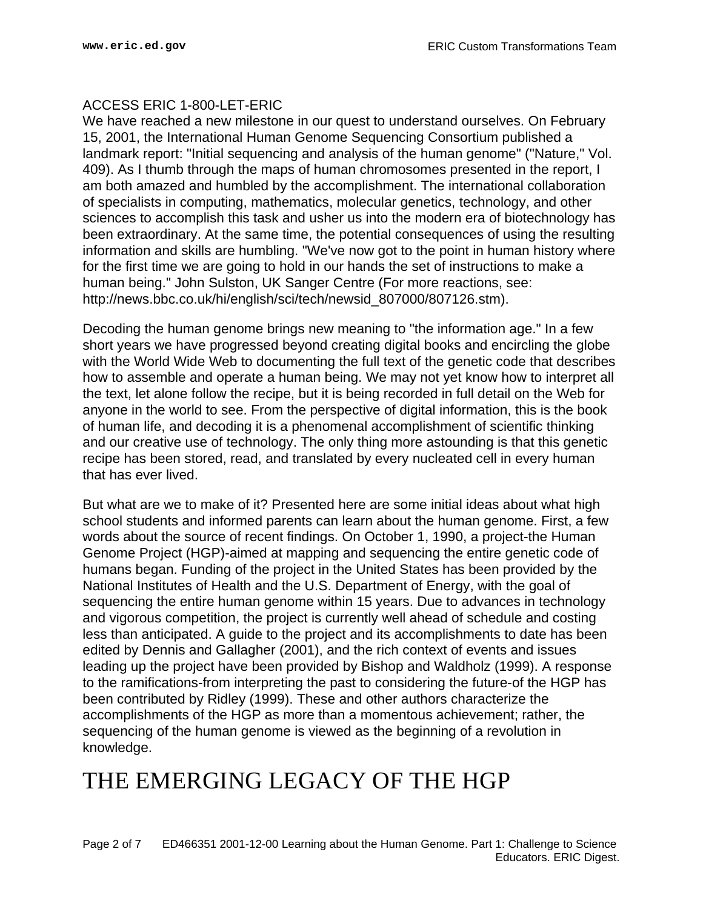ACCESS ERIC 1-800-LET-ERIC
We have reached a new milestone in our quest to understand ourselves. On February 15, 2001, the International Human Genome Sequencing Consortium published a landmark report: "Initial sequencing and analysis of the human genome" ("Nature," Vol. 409). As I thumb through the maps of human chromosomes presented in the report, I am both amazed and humbled by the accomplishment. The international collaboration of specialists in computing, mathematics, molecular genetics, technology, and other sciences to accomplish this task and usher us into the modern era of biotechnology has been extraordinary. At the same time, the potential consequences of using the resulting information and skills are humbling. "We've now got to the point in human history where for the first time we are going to hold in our hands the set of instructions to make a human being." John Sulston, UK Sanger Centre (For more reactions, see: http://news.bbc.co.uk/hi/english/sci/tech/newsid_807000/807126.stm).

Decoding the human genome brings new meaning to "the information age." In a few short years we have progressed beyond creating digital books and encircling the globe with the World Wide Web to documenting the full text of the genetic code that describes how to assemble and operate a human being. We may not yet know how to interpret all the text, let alone follow the recipe, but it is being recorded in full detail on the Web for anyone in the world to see. From the perspective of digital information, this is the book of human life, and decoding it is a phenomenal accomplishment of scientific thinking and our creative use of technology. The only thing more astounding is that this genetic recipe has been stored, read, and translated by every nucleated cell in every human that has ever lived.

But what are we to make of it? Presented here are some initial ideas about what high school students and informed parents can learn about the human genome. First, a few words about the source of recent findings. On October 1, 1990, a project-the Human Genome Project (HGP)-aimed at mapping and sequencing the entire genetic code of humans began. Funding of the project in the United States has been provided by the National Institutes of Health and the U.S. Department of Energy, with the goal of sequencing the entire human genome within 15 years. Due to advances in technology and vigorous competition, the project is currently well ahead of schedule and costing less than anticipated. A guide to the project and its accomplishments to date has been edited by Dennis and Gallagher (2001), and the rich context of events and issues leading up the project have been provided by Bishop and Waldholz (1999). A response to the ramifications-from interpreting the past to considering the future-of the HGP has been contributed by Ridley (1999). These and other authors characterize the accomplishments of the HGP as more than a momentous achievement; rather, the sequencing of the human genome is viewed as the beginning of a revolution in knowledge.

# THE EMERGING LEGACY OF THE HGP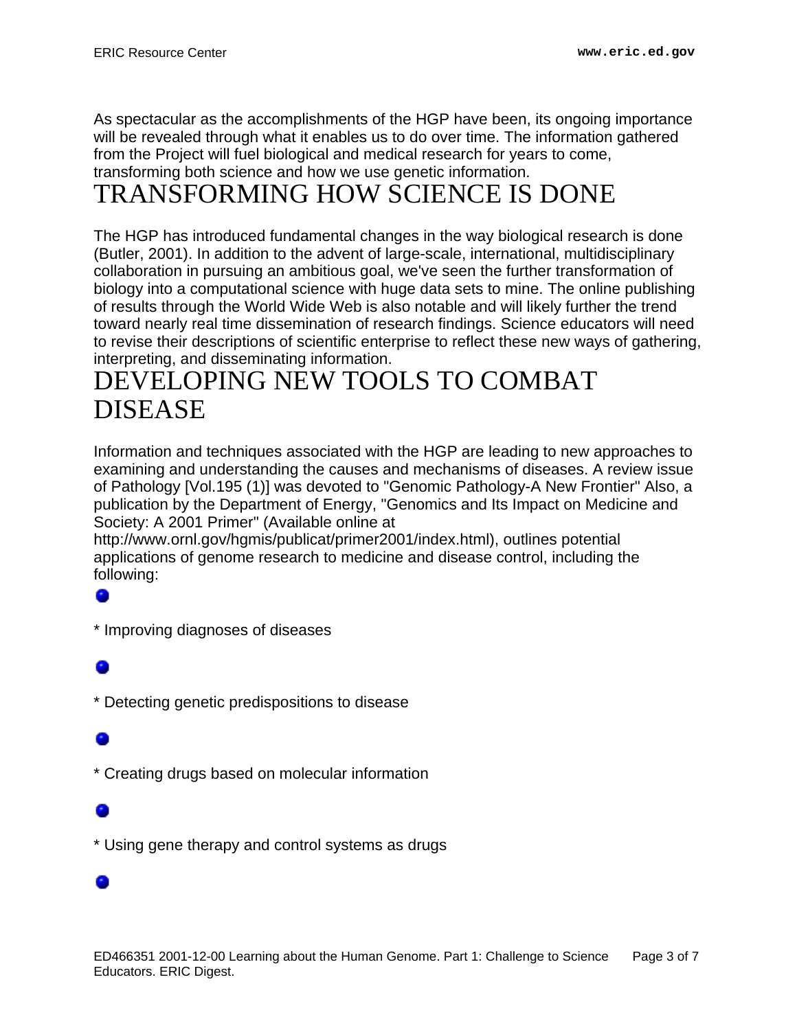As spectacular as the accomplishments of the HGP have been, its ongoing importance will be revealed through what it enables us to do over time. The information gathered from the Project will fuel biological and medical research for years to come, transforming both science and how we use genetic information.

# TRANSFORMING HOW SCIENCE IS DONE

The HGP has introduced fundamental changes in the way biological research is done (Butler, 2001). In addition to the advent of large-scale, international, multidisciplinary collaboration in pursuing an ambitious goal, we've seen the further transformation of biology into a computational science with huge data sets to mine. The online publishing of results through the World Wide Web is also notable and will likely further the trend toward nearly real time dissemination of research findings. Science educators will need to revise their descriptions of scientific enterprise to reflect these new ways of gathering, interpreting, and disseminating information.

# DEVELOPING NEW TOOLS TO COMBAT DISEASE

Information and techniques associated with the HGP are leading to new approaches to examining and understanding the causes and mechanisms of diseases. A review issue of Pathology [Vol.195 (1)] was devoted to "Genomic Pathology-A New Frontier" Also, a publication by the Department of Energy, "Genomics and Its Impact on Medicine and Society: A 2001 Primer" (Available online at http://www.ornl.gov/hgmis/publicat/primer2001/index.html), outlines potential applications of genome research to medicine and disease control, including the following:

- Improving diagnoses of diseases
- Detecting genetic predispositions to disease
- Creating drugs based on molecular information
- Using gene therapy and control systems as drugs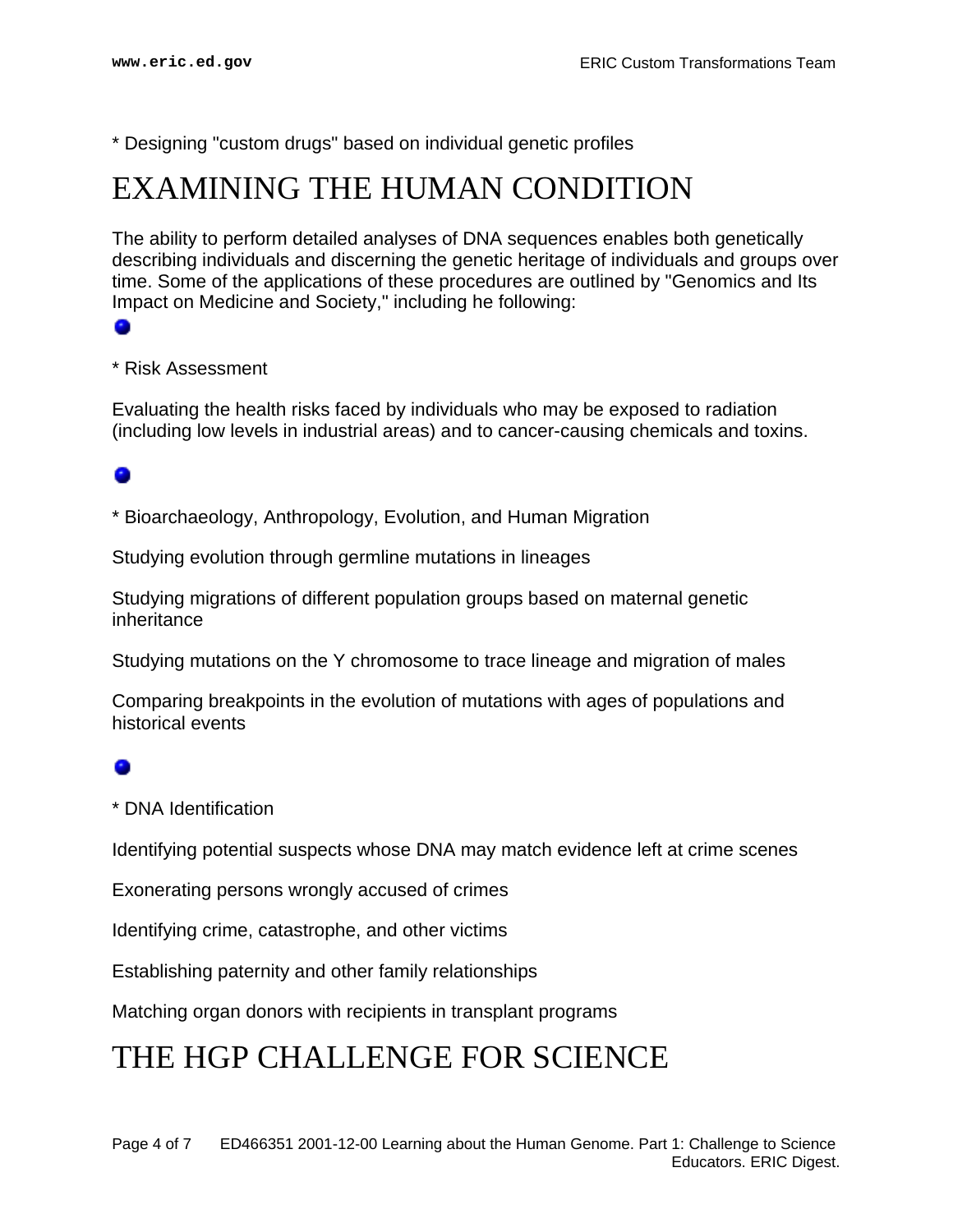* Designing "custom drugs" based on individual genetic profiles

# EXAMINING THE HUMAN CONDITION

The ability to perform detailed analyses of DNA sequences enables both genetically describing individuals and discerning the genetic heritage of individuals and groups over time. Some of the applications of these procedures are outlined by "Genomics and Its Impact on Medicine and Society," including he following:

* Risk Assessment

Evaluating the health risks faced by individuals who may be exposed to radiation (including low levels in industrial areas) and to cancer-causing chemicals and toxins.

* Bioarchaeology, Anthropology, Evolution, and Human Migration

Studying evolution through germline mutations in lineages

Studying migrations of different population groups based on maternal genetic inheritance

Studying mutations on the Y chromosome to trace lineage and migration of males

Comparing breakpoints in the evolution of mutations with ages of populations and historical events

* DNA Identification

Identifying potential suspects whose DNA may match evidence left at crime scenes

Exonerating persons wrongly accused of crimes

Identifying crime, catastrophe, and other victims

Establishing paternity and other family relationships

Matching organ donors with recipients in transplant programs

# THE HGP CHALLENGE FOR SCIENCE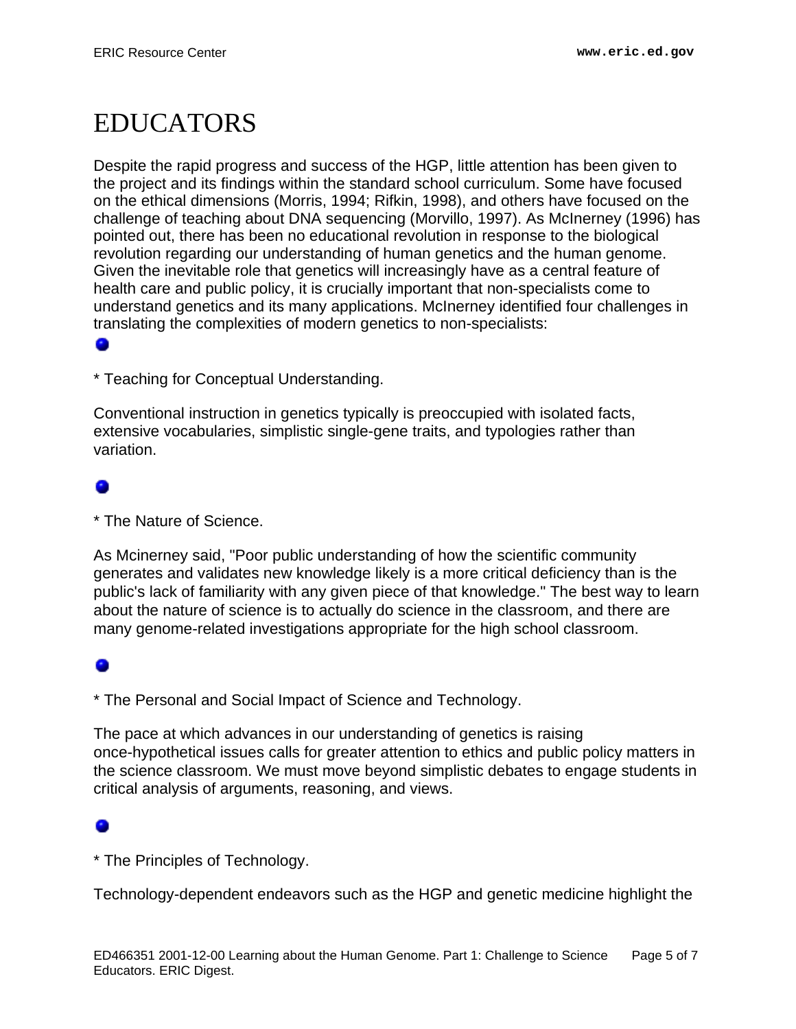# EDUCATORS

Despite the rapid progress and success of the HGP, little attention has been given to the project and its findings within the standard school curriculum. Some have focused on the ethical dimensions (Morris, 1994; Rifkin, 1998), and others have focused on the challenge of teaching about DNA sequencing (Morvillo, 1997). As McInerney (1996) has pointed out, there has been no educational revolution in response to the biological revolution regarding our understanding of human genetics and the human genome. Given the inevitable role that genetics will increasingly have as a central feature of health care and public policy, it is crucially important that non-specialists come to understand genetics and its many applications. McInerney identified four challenges in translating the complexities of modern genetics to non-specialists:

* Teaching for Conceptual Understanding.

Conventional instruction in genetics typically is preoccupied with isolated facts, extensive vocabularies, simplistic single-gene traits, and typologies rather than variation.

* The Nature of Science.

As Mcinerney said, "Poor public understanding of how the scientific community generates and validates new knowledge likely is a more critical deficiency than is the public's lack of familiarity with any given piece of that knowledge." The best way to learn about the nature of science is to actually do science in the classroom, and there are many genome-related investigations appropriate for the high school classroom.

* The Personal and Social Impact of Science and Technology.

The pace at which advances in our understanding of genetics is raising once-hypothetical issues calls for greater attention to ethics and public policy matters in the science classroom. We must move beyond simplistic debates to engage students in critical analysis of arguments, reasoning, and views.

* The Principles of Technology.

Technology-dependent endeavors such as the HGP and genetic medicine highlight the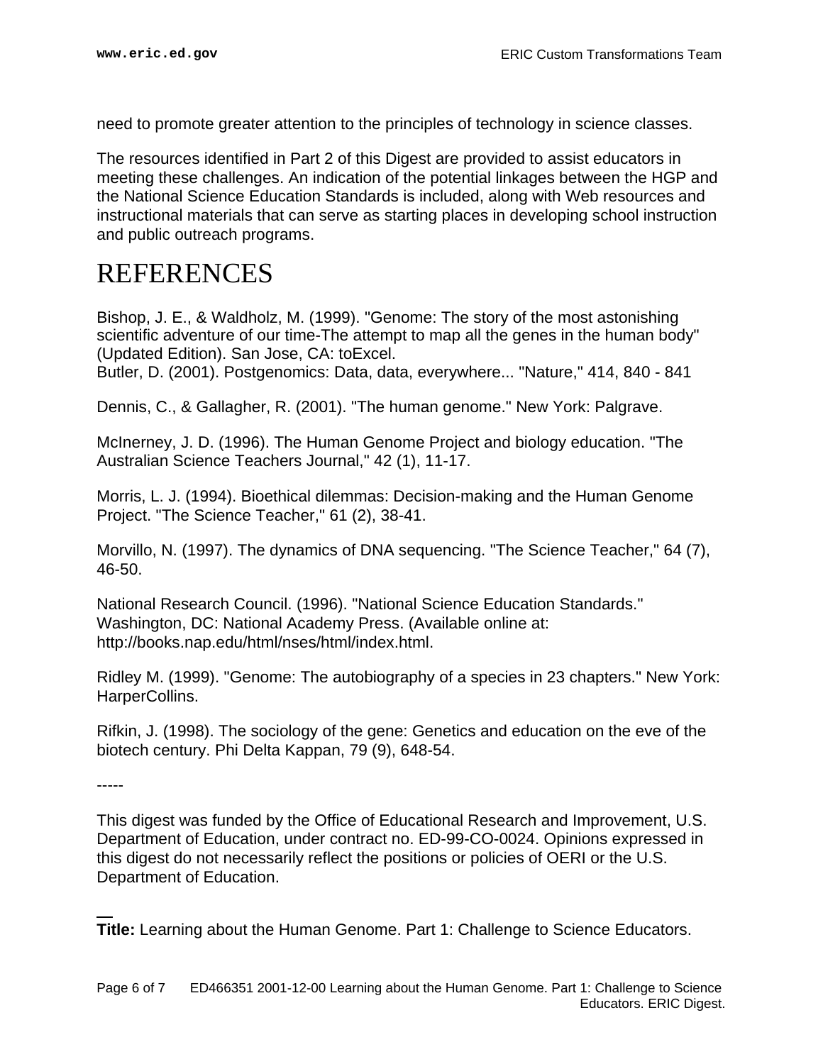need to promote greater attention to the principles of technology in science classes.

The resources identified in Part 2 of this Digest are provided to assist educators in meeting these challenges. An indication of the potential linkages between the HGP and the National Science Education Standards is included, along with Web resources and instructional materials that can serve as starting places in developing school instruction and public outreach programs.

# REFERENCES

Bishop, J. E., & Waldholz, M. (1999). "Genome: The story of the most astonishing scientific adventure of our time-The attempt to map all the genes in the human body" (Updated Edition). San Jose, CA: toExcel.
Butler, D. (2001). Postgenomics: Data, data, everywhere... "Nature," 414, 840 - 841

Dennis, C., & Gallagher, R. (2001). "The human genome." New York: Palgrave.

McInerney, J. D. (1996). The Human Genome Project and biology education. "The Australian Science Teachers Journal," 42 (1), 11-17.

Morris, L. J. (1994). Bioethical dilemmas: Decision-making and the Human Genome Project. "The Science Teacher," 61 (2), 38-41.

Morvillo, N. (1997). The dynamics of DNA sequencing. "The Science Teacher," 64 (7), 46-50.

National Research Council. (1996). "National Science Education Standards." Washington, DC: National Academy Press. (Available online at: http://books.nap.edu/html/nses/html/index.html.

Ridley M. (1999). "Genome: The autobiography of a species in 23 chapters." New York: HarperCollins.

Rifkin, J. (1998). The sociology of the gene: Genetics and education on the eve of the biotech century. Phi Delta Kappan, 79 (9), 648-54.

-----

This digest was funded by the Office of Educational Research and Improvement, U.S. Department of Education, under contract no. ED-99-CO-0024. Opinions expressed in this digest do not necessarily reflect the positions or policies of OERI or the U.S. Department of Education.

---

**Title:** Learning about the Human Genome. Part 1: Challenge to Science Educators.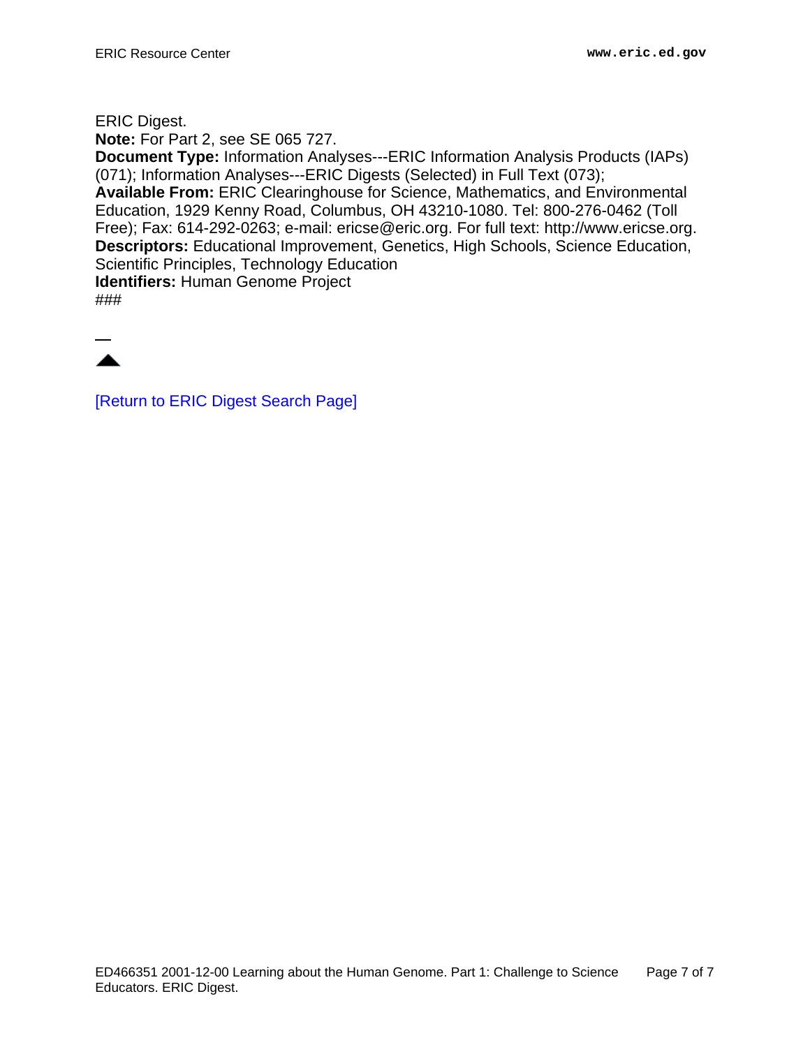ERIC Digest.
**Note:** For Part 2, see SE 065 727.
**Document Type:** Information Analyses---ERIC Information Analysis Products (IAPs) (071); Information Analyses---ERIC Digests (Selected) in Full Text (073);
**Available From:** ERIC Clearinghouse for Science, Mathematics, and Environmental Education, 1929 Kenny Road, Columbus, OH 43210-1080. Tel: 800-276-0462 (Toll Free); Fax: 614-292-0263; e-mail: ericse@eric.org. For full text: http://www.ericse.org.
**Descriptors:** Educational Improvement, Genetics, High Schools, Science Education, Scientific Principles, Technology Education
**Identifiers:** Human Genome Project
###

[Return to ERIC Digest Search Page]